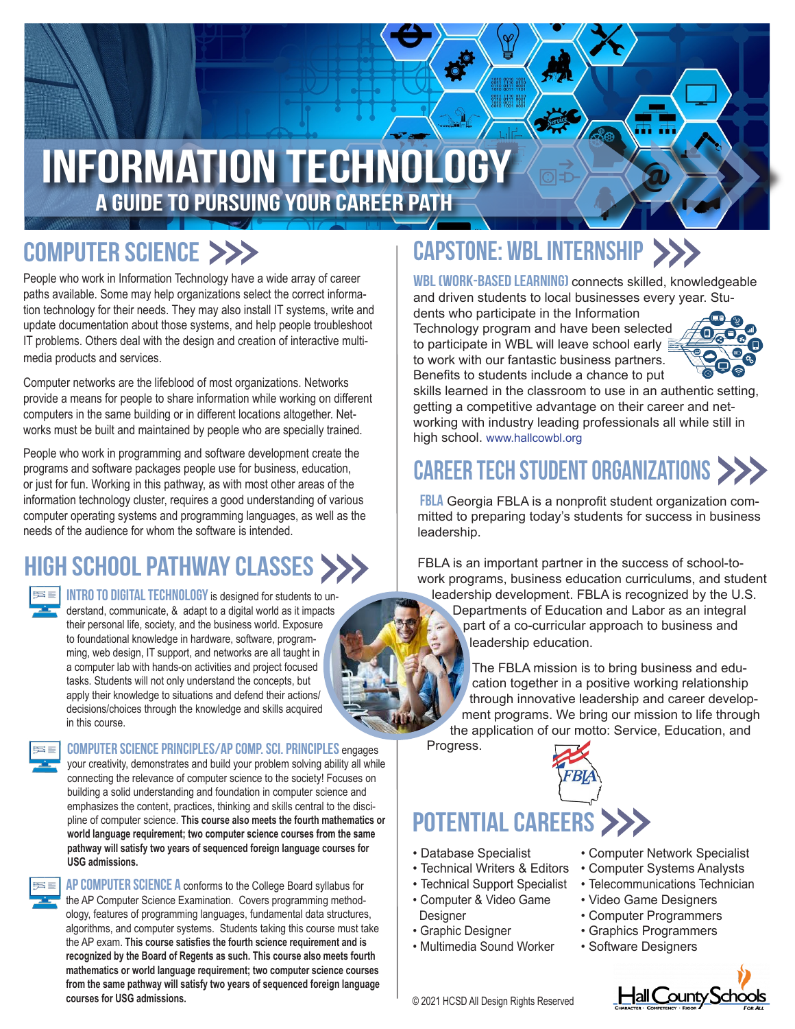# INFORMATION TECHNOLOGY

## A GUIDE TO PURSUING YOUR CAREER PATH

## COMPUTER SCIENCE

People who work in Information Technology have a wide array of career paths available. Some may help organizations select the correct information technology for their needs. They may also install IT systems, write and update documentation about those systems, and help people troubleshoot IT problems. Others deal with the design and creation of interactive multimedia products and services.

Computer networks are the lifeblood of most organizations. Networks provide a means for people to share information while working on different computers in the same building or in different locations altogether. Networks must be built and maintained by people who are specially trained.

People who work in programming and software development create the programs and software packages people use for business, education, or just for fun. Working in this pathway, as with most other areas of the information technology cluster, requires a good understanding of various computer operating systems and programming languages, as well as the needs of the audience for whom the software is intended.

## HIGH SCHOOL PATHWAY CLASSES

**INTRO TO DIGITAL TECHNOLOGY** is designed for students to understand, communicate, & adapt to a digital world as it impacts their personal life, society, and the business world. Exposure to foundational knowledge in hardware, software, programming, web design, IT support, and networks are all taught in a computer lab with hands-on activities and project focused tasks. Students will not only understand the concepts, but apply their knowledge to situations and defend their actions/decisions/choices through the knowledge and skills acquired in this course.

**COMPUTER SCIENCE PRINCIPLES/AP COMP. SCI. PRINCIPLES** engages your creativity, demonstrates and build your problem solving ability all while connecting the relevance of computer science to the society! Focuses on building a solid understanding and foundation in computer science and emphasizes the content, practices, thinking and skills central to the discipline of computer science. **This course also meets the fourth mathematics or world language requirement; two computer science courses from the same pathway will satisfy two years of sequenced foreign language courses for USG admissions.**

**AP COMPUTER SCIENCE A** conforms to the College Board syllabus for the AP Computer Science Examination. Covers programming methodology, features of programming languages, fundamental data structures, algorithms, and computer systems. Students taking this course must take the AP exam. **This course satisfies the fourth science requirement and is recognized by the Board of Regents as such. This course also meets fourth mathematics or world language requirement; two computer science courses from the same pathway will satisfy two years of sequenced foreign language courses for USG admissions.**

## CAPSTONE: WBL INTERNSHIP

**WBL (WORK-BASED LEARNING)** connects skilled, knowledgeable and driven students to local businesses every year. Students who participate in the Information Technology program and have been selected to participate in WBL will leave school early to work with our fantastic business partners. Benefits to students include a chance to put skills learned in the classroom to use in an authentic setting, getting a competitive advantage on their career and networking with industry leading professionals all while still in high school. www.hallcowbl.org

## CAREER TECH STUDENT ORGANIZATIONS

**FBLA** Georgia FBLA is a nonprofit student organization committed to preparing today's students for success in business leadership.

FBLA is an important partner in the success of school-to-work programs, business education curriculums, and student leadership development. FBLA is recognized by the U.S. Departments of Education and Labor as an integral part of a co-curricular approach to business and leadership education.

The FBLA mission is to bring business and education together in a positive working relationship through innovative leadership and career development programs. We bring our mission to life through the application of our motto: Service, Education, and Progress.

## POTENTIAL CAREERS

- Database Specialist
- Technical Writers & Editors
- Technical Support Specialist
- Computer & Video Game Designer
- Graphic Designer
- Multimedia Sound Worker
- Computer Network Specialist
- Computer Systems Analysts
- Telecommunications Technician
- Video Game Designers
- Computer Programmers
- Graphics Programmers
- Software Designers

© 2021 HCSD All Design Rights Reserved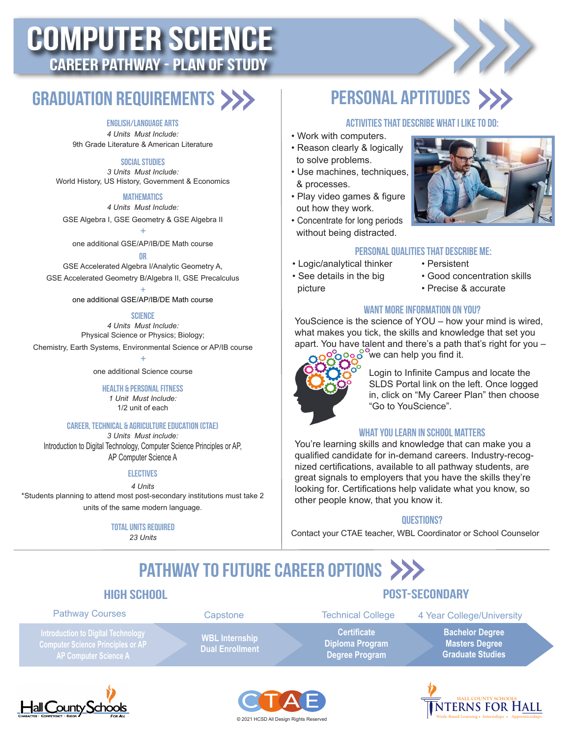# COMPUTER SCIENCE

## CAREER PATHWAY - PLAN OF STUDY

## GRADUATION REQUIREMENTS

### ENGLISH/LANGUAGE ARTS

*4 Units Must Include:*
9th Grade Literature & American Literature

### SOCIAL STUDIES

*3 Units Must Include:*
World History, US History, Government & Economics

### MATHEMATICS

*4 Units Must Include:*
GSE Algebra I, GSE Geometry & GSE Algebra II
+
one additional GSE/AP/IB/DE Math course
OR
GSE Accelerated Algebra I/Analytic Geometry A,
GSE Accelerated Geometry B/Algebra II, GSE Precalculus
+
one additional GSE/AP/IB/DE Math course

### SCIENCE

*4 Units Must Include:*
Physical Science or Physics; Biology;
Chemistry, Earth Systems, Environmental Science or AP/IB course
+
one additional Science course

### HEALTH & PERSONAL FITNESS

*1 Unit Must Include:*
1/2 unit of each

### CAREER, TECHNICAL & AGRICULTURE EDUCATION (CTAE)

*3 Units Must include:*
Introduction to Digital Technology, Computer Science Principles or AP,
AP Computer Science A

### ELECTIVES

*4 Units*
*Students planning to attend most post-secondary institutions must take 2 units of the same modern language.

### TOTAL UNITS REQUIRED

*23 Units*

## PERSONAL APTITUDES

### ACTIVITIES THAT DESCRIBE WHAT I LIKE TO DO:

- Work with computers.
- Reason clearly & logically to solve problems.
- Use machines, techniques, & processes.
- Play video games & figure out how they work.
- Concentrate for long periods without being distracted.

### PERSONAL QUALITIES THAT DESCRIBE ME:

- Logic/analytical thinker
- See details in the big picture
- Persistent
- Good concentration skills
- Precise & accurate

### WANT MORE INFORMATION ON YOU?

YouScience is the science of YOU – how your mind is wired, what makes you tick, the skills and knowledge that set you apart. You have talent and there's a path that's right for you – we can help you find it.

Login to Infinite Campus and locate the SLDS Portal link on the left. Once logged in, click on "My Career Plan" then choose "Go to YouScience".

### WHAT YOU LEARN IN SCHOOL MATTERS

You're learning skills and knowledge that can make you a qualified candidate for in-demand careers. Industry-recognized certifications, available to all pathway students, are great signals to employers that you have the skills they're looking for. Certifications help validate what you know, so other people know, that you know it.

### QUESTIONS?

Contact your CTAE teacher, WBL Coordinator or School Counselor

## PATHWAY TO FUTURE CAREER OPTIONS

### HIGH SCHOOL

**Pathway Courses**
Introduction to Digital Technology
Computer Science Principles or AP
AP Computer Science A

**Capstone**
WBL Internship
Dual Enrollment

### POST-SECONDARY

**Technical College**
Certificate
Diploma Program
Degree Program

**4 Year College/University**
Bachelor Degree
Masters Degree
Graduate Studies

Hall County Schools — Character • Competency • Rigor — For All

CTAE

© 2021 HCSD All Design Rights Reserved

Hall County Schools INTERNS FOR HALL — Work-Based Learning • Internships • Apprenticeships